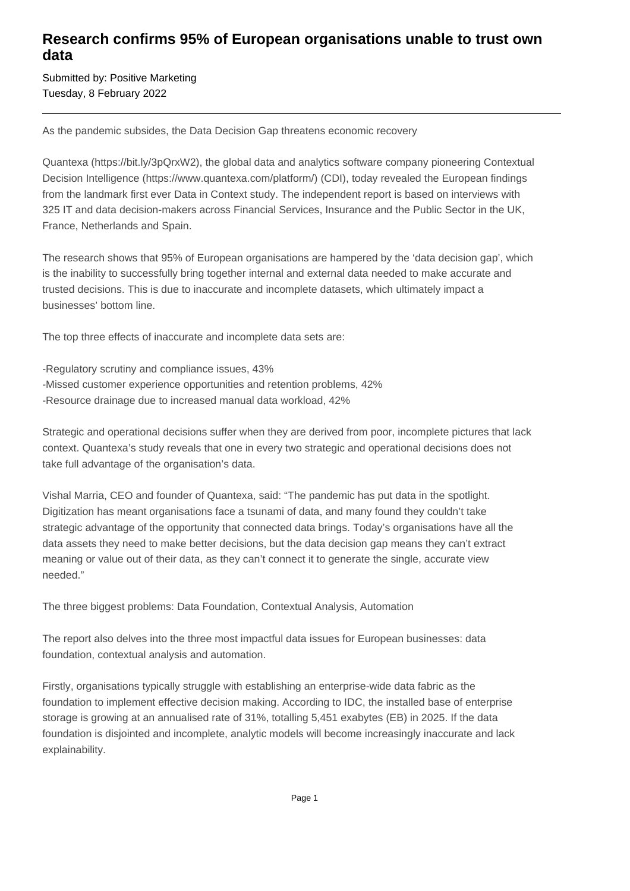# Research confirms 95% of European organisations unable to trust own data

Submitted by: Positive Marketing
Tuesday, 8 February 2022

---

As the pandemic subsides, the Data Decision Gap threatens economic recovery

Quantexa (https://bit.ly/3pQrxW2), the global data and analytics software company pioneering Contextual Decision Intelligence (https://www.quantexa.com/platform/) (CDI), today revealed the European findings from the landmark first ever Data in Context study. The independent report is based on interviews with 325 IT and data decision-makers across Financial Services, Insurance and the Public Sector in the UK, France, Netherlands and Spain.

The research shows that 95% of European organisations are hampered by the 'data decision gap', which is the inability to successfully bring together internal and external data needed to make accurate and trusted decisions. This is due to inaccurate and incomplete datasets, which ultimately impact a businesses' bottom line.

The top three effects of inaccurate and incomplete data sets are:

-Regulatory scrutiny and compliance issues, 43%
-Missed customer experience opportunities and retention problems, 42%
-Resource drainage due to increased manual data workload, 42%

Strategic and operational decisions suffer when they are derived from poor, incomplete pictures that lack context. Quantexa's study reveals that one in every two strategic and operational decisions does not take full advantage of the organisation's data.

Vishal Marria, CEO and founder of Quantexa, said: "The pandemic has put data in the spotlight. Digitization has meant organisations face a tsunami of data, and many found they couldn't take strategic advantage of the opportunity that connected data brings. Today's organisations have all the data assets they need to make better decisions, but the data decision gap means they can't extract meaning or value out of their data, as they can't connect it to generate the single, accurate view needed."

The three biggest problems: Data Foundation, Contextual Analysis, Automation

The report also delves into the three most impactful data issues for European businesses: data foundation, contextual analysis and automation.

Firstly, organisations typically struggle with establishing an enterprise-wide data fabric as the foundation to implement effective decision making. According to IDC, the installed base of enterprise storage is growing at an annualised rate of 31%, totalling 5,451 exabytes (EB) in 2025. If the data foundation is disjointed and incomplete, analytic models will become increasingly inaccurate and lack explainability.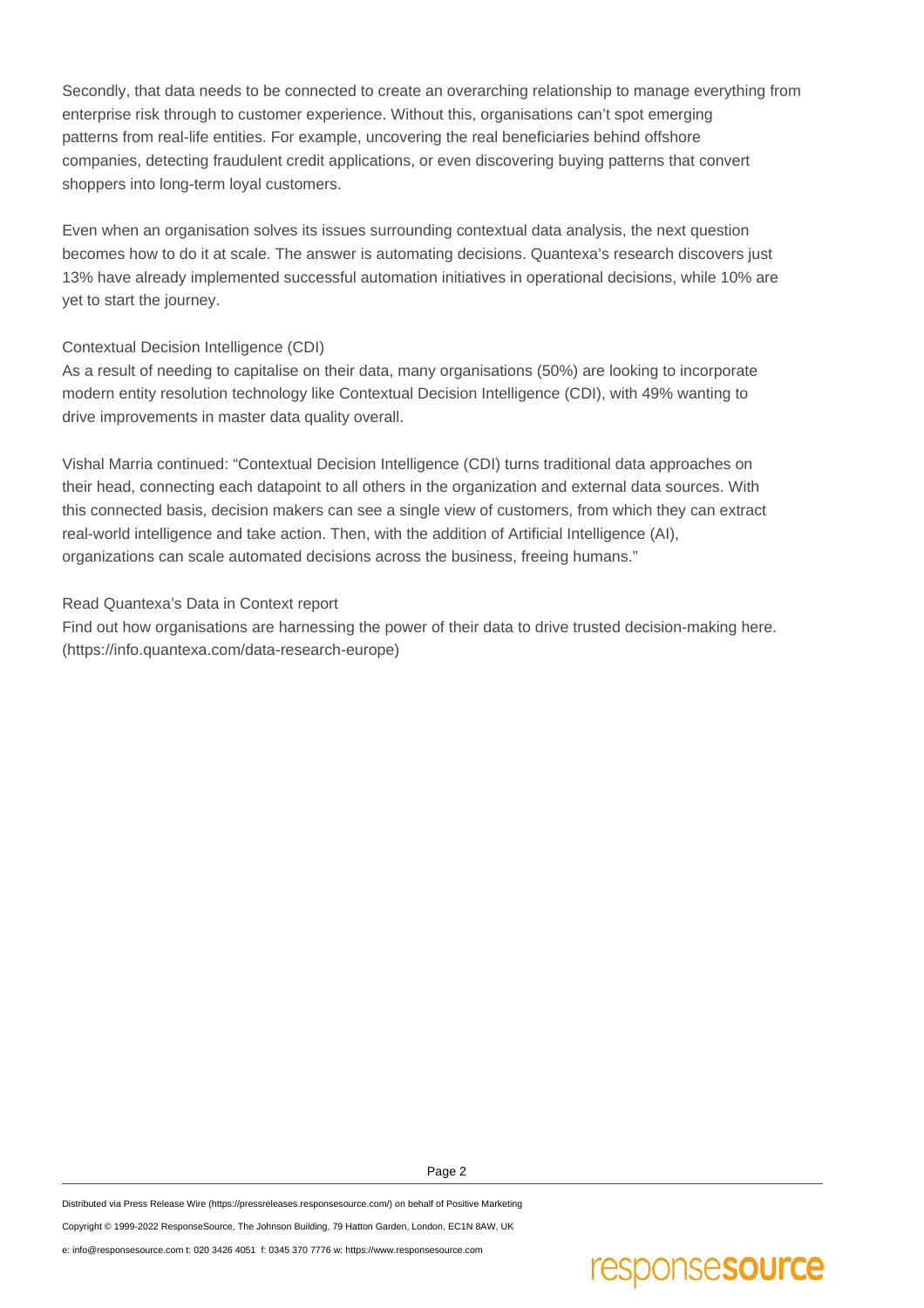Secondly, that data needs to be connected to create an overarching relationship to manage everything from enterprise risk through to customer experience. Without this, organisations can't spot emerging patterns from real-life entities. For example, uncovering the real beneficiaries behind offshore companies, detecting fraudulent credit applications, or even discovering buying patterns that convert shoppers into long-term loyal customers.

Even when an organisation solves its issues surrounding contextual data analysis, the next question becomes how to do it at scale. The answer is automating decisions. Quantexa's research discovers just 13% have already implemented successful automation initiatives in operational decisions, while 10% are yet to start the journey.

## Contextual Decision Intelligence (CDI)

As a result of needing to capitalise on their data, many organisations (50%) are looking to incorporate modern entity resolution technology like Contextual Decision Intelligence (CDI), with 49% wanting to drive improvements in master data quality overall.

Vishal Marria continued: "Contextual Decision Intelligence (CDI) turns traditional data approaches on their head, connecting each datapoint to all others in the organization and external data sources. With this connected basis, decision makers can see a single view of customers, from which they can extract real-world intelligence and take action. Then, with the addition of Artificial Intelligence (AI), organizations can scale automated decisions across the business, freeing humans."

## Read Quantexa's Data in Context report

Find out how organisations are harnessing the power of their data to drive trusted decision-making here. (https://info.quantexa.com/data-research-europe)

Distributed via Press Release Wire (https://pressreleases.responsesource.com/) on behalf of Positive Marketing

Copyright © 1999-2022 ResponseSource, The Johnson Building, 79 Hatton Garden, London, EC1N 8AW, UK

e: info@responsesource.com t: 020 3426 4051 f: 0345 370 7776 w: https://www.responsesource.com

responsesource